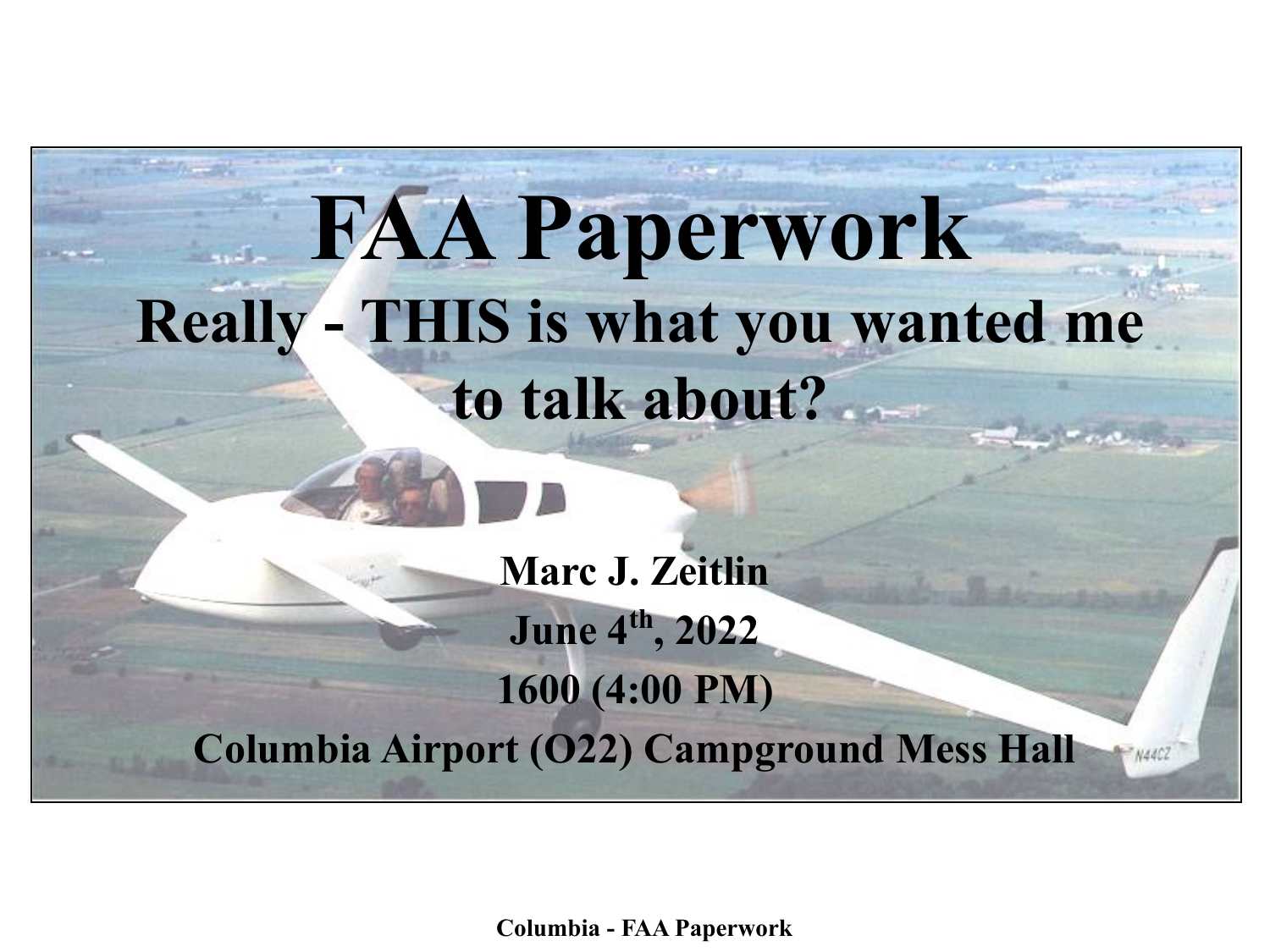# FAA Paperwork

## Really - THIS is what you wanted me to talk about?

**Marc J. Zeitlin**

**June 4th, 2022**

**1600 (4:00 PM)**

**Columbia Airport (O22) Campground Mess Hall**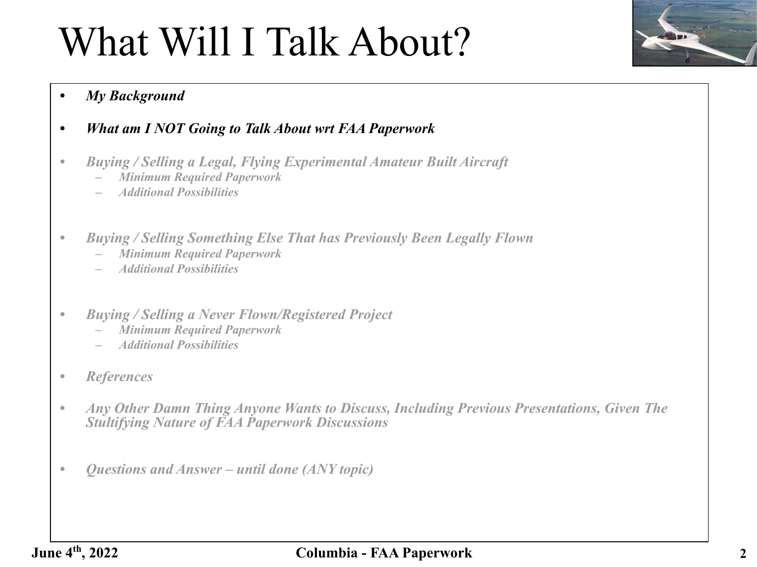# What Will I Talk About?

- ***My Background***
- ***What am I NOT Going to Talk About wrt FAA Paperwork***
- ***Buying / Selling a Legal, Flying Experimental Amateur Built Aircraft***
  - ***Minimum Required Paperwork***
  - ***Additional Possibilities***
- ***Buying / Selling Something Else That has Previously Been Legally Flown***
  - ***Minimum Required Paperwork***
  - ***Additional Possibilities***
- ***Buying / Selling a Never Flown/Registered Project***
  - ***Minimum Required Paperwork***
  - ***Additional Possibilities***
- ***References***
- ***Any Other Damn Thing Anyone Wants to Discuss, Including Previous Presentations, Given The Stultifying Nature of FAA Paperwork Discussions***
- ***Questions and Answer – until done (ANY topic)***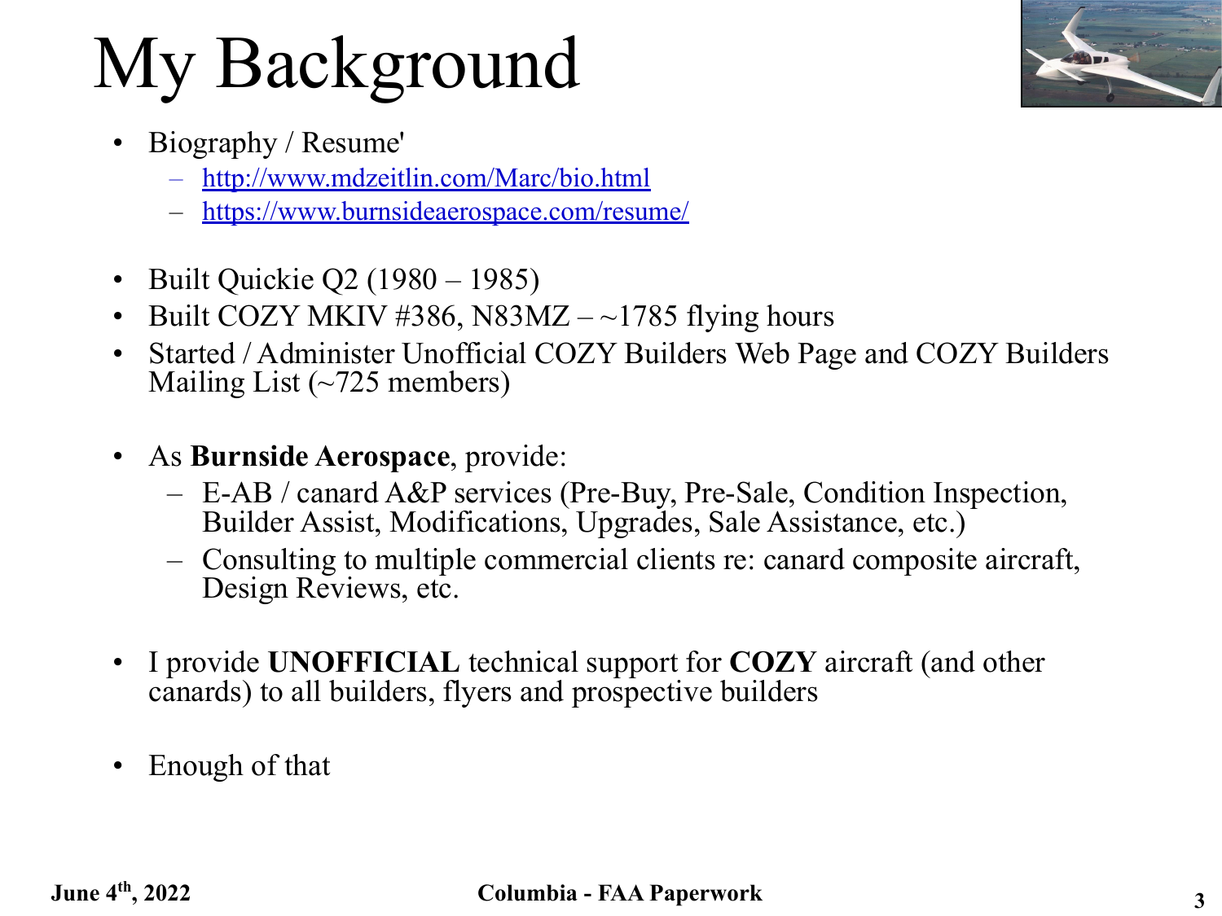# My Background

- Biography / Resume'
  - http://www.mdzeitlin.com/Marc/bio.html
  - https://www.burnsideaerospace.com/resume/

- Built Quickie Q2 (1980 – 1985)
- Built COZY MKIV #386, N83MZ – ~1785 flying hours
- Started / Administer Unofficial COZY Builders Web Page and COZY Builders Mailing List (~725 members)

- As **Burnside Aerospace**, provide:
  - E-AB / canard A&P services (Pre-Buy, Pre-Sale, Condition Inspection, Builder Assist, Modifications, Upgrades, Sale Assistance, etc.)
  - Consulting to multiple commercial clients re: canard composite aircraft, Design Reviews, etc.

- I provide **UNOFFICIAL** technical support for **COZY** aircraft (and other canards) to all builders, flyers and prospective builders

- Enough of that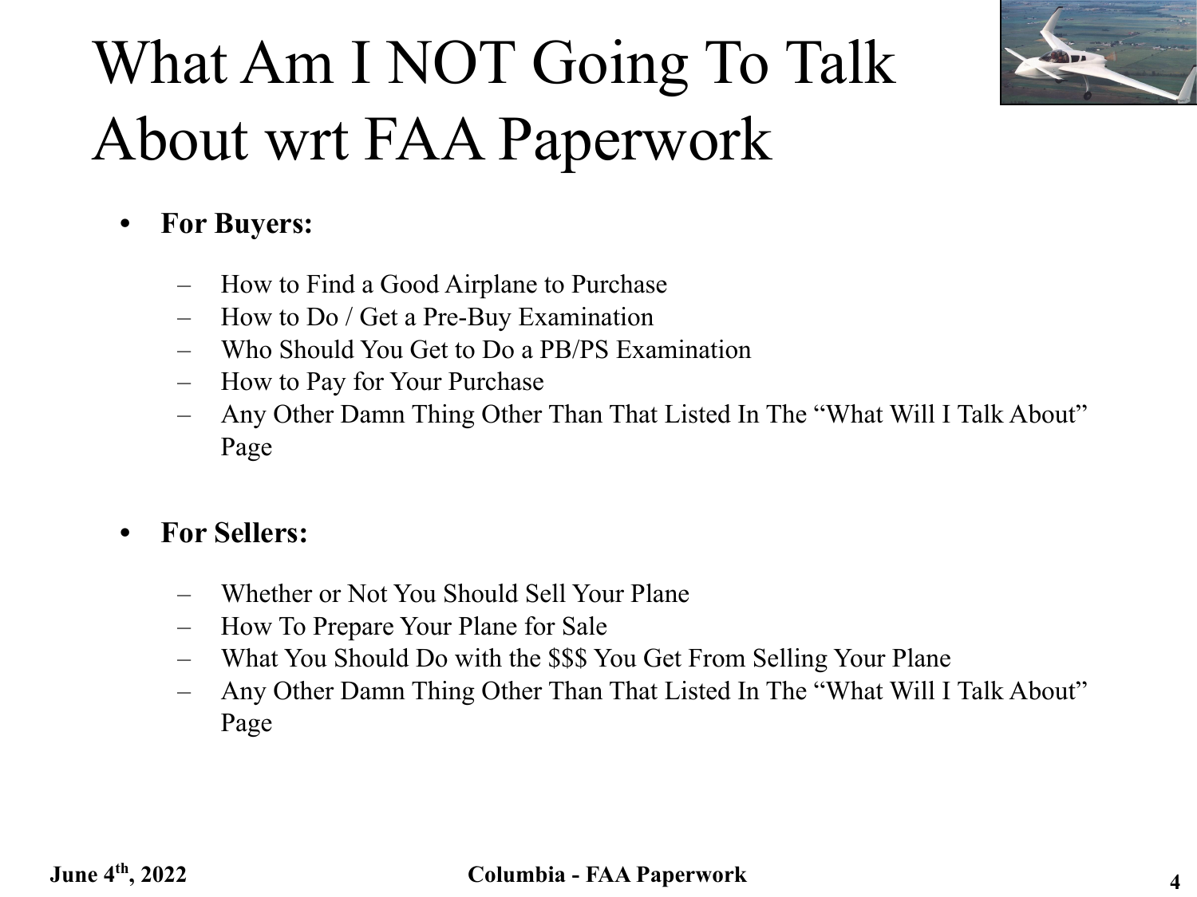# What Am I NOT Going To Talk About wrt FAA Paperwork

- **For Buyers:**
  - How to Find a Good Airplane to Purchase
  - How to Do / Get a Pre-Buy Examination
  - Who Should You Get to Do a PB/PS Examination
  - How to Pay for Your Purchase
  - Any Other Damn Thing Other Than That Listed In The "What Will I Talk About" Page

- **For Sellers:**
  - Whether or Not You Should Sell Your Plane
  - How To Prepare Your Plane for Sale
  - What You Should Do with the $$$ You Get From Selling Your Plane
  - Any Other Damn Thing Other Than That Listed In The "What Will I Talk About" Page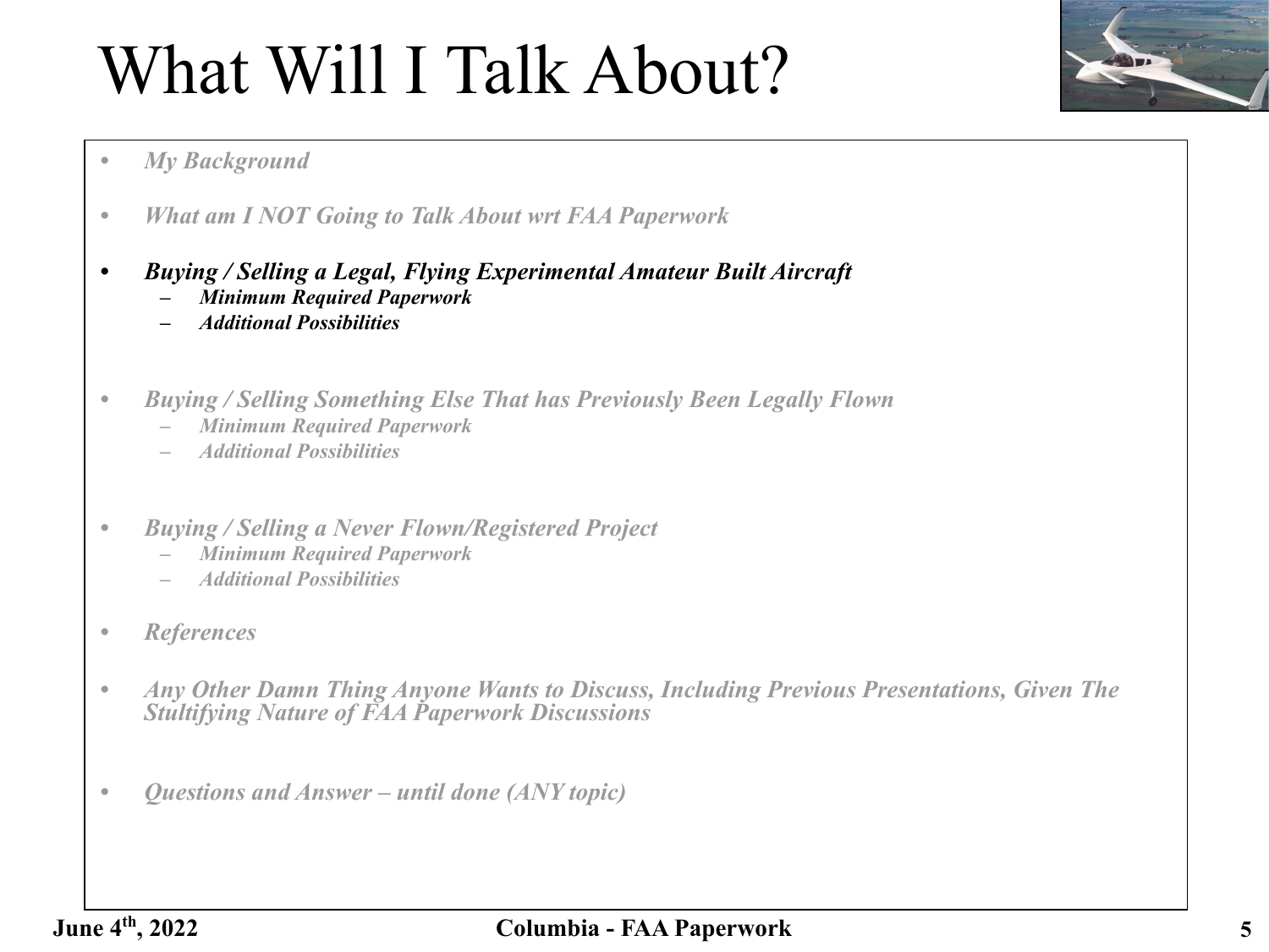# What Will I Talk About?

- *My Background*
- *What am I NOT Going to Talk About wrt FAA Paperwork*
- ***Buying / Selling a Legal, Flying Experimental Amateur Built Aircraft***
  - ***Minimum Required Paperwork***
  - ***Additional Possibilities***
- *Buying / Selling Something Else That has Previously Been Legally Flown*
  - *Minimum Required Paperwork*
  - *Additional Possibilities*
- *Buying / Selling a Never Flown/Registered Project*
  - *Minimum Required Paperwork*
  - *Additional Possibilities*
- *References*
- *Any Other Damn Thing Anyone Wants to Discuss, Including Previous Presentations, Given The Stultifying Nature of FAA Paperwork Discussions*
- *Questions and Answer – until done (ANY topic)*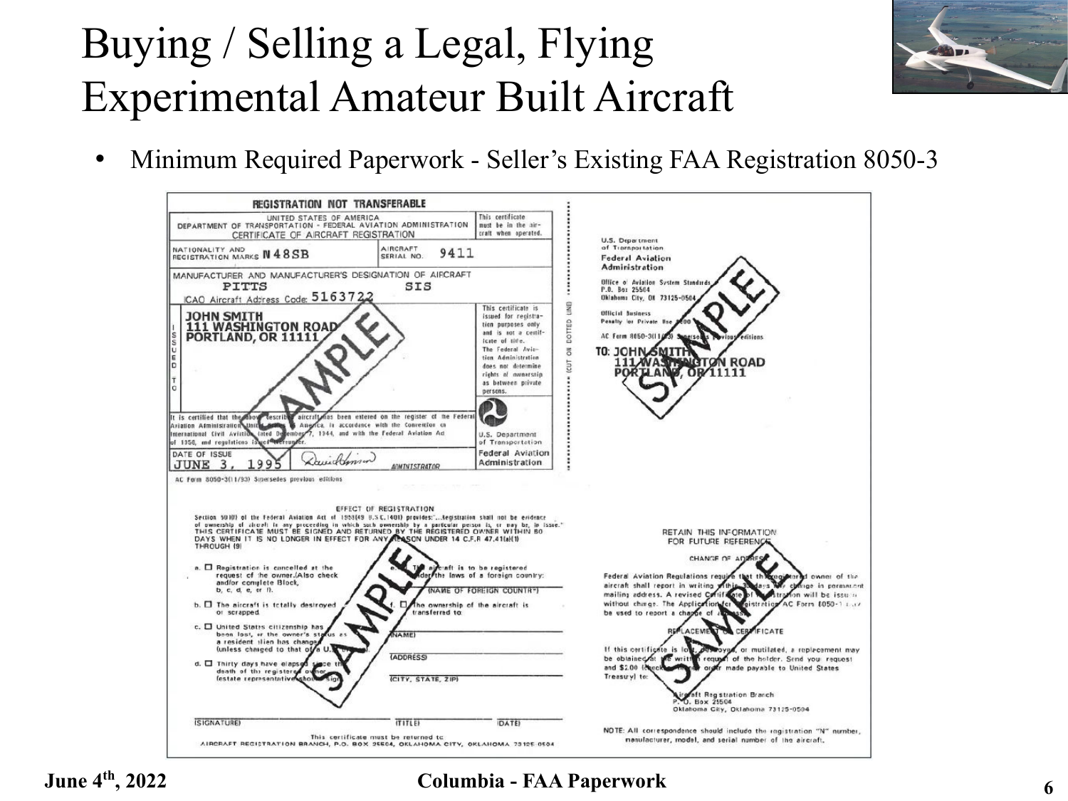# Buying / Selling a Legal, Flying Experimental Amateur Built Aircraft

- Minimum Required Paperwork - Seller's Existing FAA Registration 8050-3

**REGISTRATION NOT TRANSFERABLE**

UNITED STATES OF AMERICA
DEPARTMENT OF TRANSPORTATION - FEDERAL AVIATION ADMINISTRATION
CERTIFICATE OF AIRCRAFT REGISTRATION

This certificate must be in the aircraft when operated.

NATIONALITY AND REGISTRATION MARKS: N48SB
AIRCRAFT SERIAL NO.: 9411

MANUFACTURER AND MANUFACTURER'S DESIGNATION OF AIRCRAFT
PITTS S1S
ICAO Aircraft Address Code: 51637222

ISSUED TO:
JOHN SMITH
111 WASHINGTON ROAD
PORTLAND, OR 11111

This certificate is issued for registration purposes only and is not a certificate of title. The Federal Aviation Administration does not determine rights of ownership as between private persons.

It is certified that the above described aircraft has been entered on the register of the Federal Aviation Administration, United States of America, in accordance with the Convention on International Civil Aviation dated December 7, 1944, and with the Federal Aviation Act of 1958, and regulations issued thereunder.

DATE OF ISSUE: JUNE 3, 1995
ADMINISTRATOR

U.S. Department of Transportation
Federal Aviation Administration

AC Form 8050-3(11/93) Supersedes previous editions

(CUT ON DOTTED LINE)

U.S. Department of Transportation
Federal Aviation Administration
Office of Aviation System Standards
P.O. Box 25504
Oklahoma City, OK 73125-0504

Official Business
Penalty for Private Use $300

AC Form 8050-3(11/93) Supersedes previous editions

TO: JOHN SMITH
111 WASHINGTON ROAD
PORTLAND, OR 11111

EFFECT OF REGISTRATION

Section 501(f) of the Federal Aviation Act of 1958(49 U.S.C.1401) provides: "...Registration shall not be evidence of ownership of aircraft in any proceeding in which such ownership by a particular person is, or may be, in issue." THIS CERTIFICATE MUST BE SIGNED AND RETURNED BY THE REGISTERED OWNER WITHIN 60 DAYS WHEN IT IS NO LONGER IN EFFECT FOR ANY REASON UNDER 14 C.F.R 47.41(a)(1) THROUGH (9)

a. ☐ Registration is cancelled at the request of the owner.(Also check and/or complete Block, b, c, d, e, or f).

b. ☐ The aircraft is totally destroyed or scrapped.

c. ☐ United States citizenship has been lost, or the owner's status as a resident alien has changed (unless changed to that of a U.S. citizen).

d. ☐ Thirty days have elapsed since the death of the registered owner (estate representative should sign).

e. ☐ The aircraft is to be registered under the laws of a foreign country:
(NAME OF FOREIGN COUNTRY)

f. ☐ The ownership of the aircraft is transferred to:
(NAME)
(ADDRESS)
(CITY, STATE, ZIP)

(SIGNATURE) (TITLE) (DATE)

This certificate must be returned to
AIRCRAFT REGISTRATION BRANCH, P.O. BOX 25504, OKLAHOMA CITY, OKLAHOMA 73125-0504

RETAIN THIS INFORMATION FOR FUTURE REFERENCE

CHANGE OF ADDRESS

Federal Aviation Regulations require that the registered owner of the aircraft shall report in writing within 30 days any change in permanent mailing address. A revised Certificate of Registration will be issued without charge. The Application for Registration AC Form 8050-1 may be used to report a change of address.

REPLACEMENT OF CERTIFICATE

If this certificate is lost, destroyed, or mutilated, a replacement may be obtained at the written request of the holder. Send your request and $2.00 (check or money order made payable to United States Treasury) to:

Aircraft Registration Branch
P.O. Box 25504
Oklahoma City, Oklahoma 73125-0504

NOTE: All correspondence should include the registration "N" number, manufacturer, model, and serial number of the aircraft.

June 4th, 2022 — Columbia - FAA Paperwork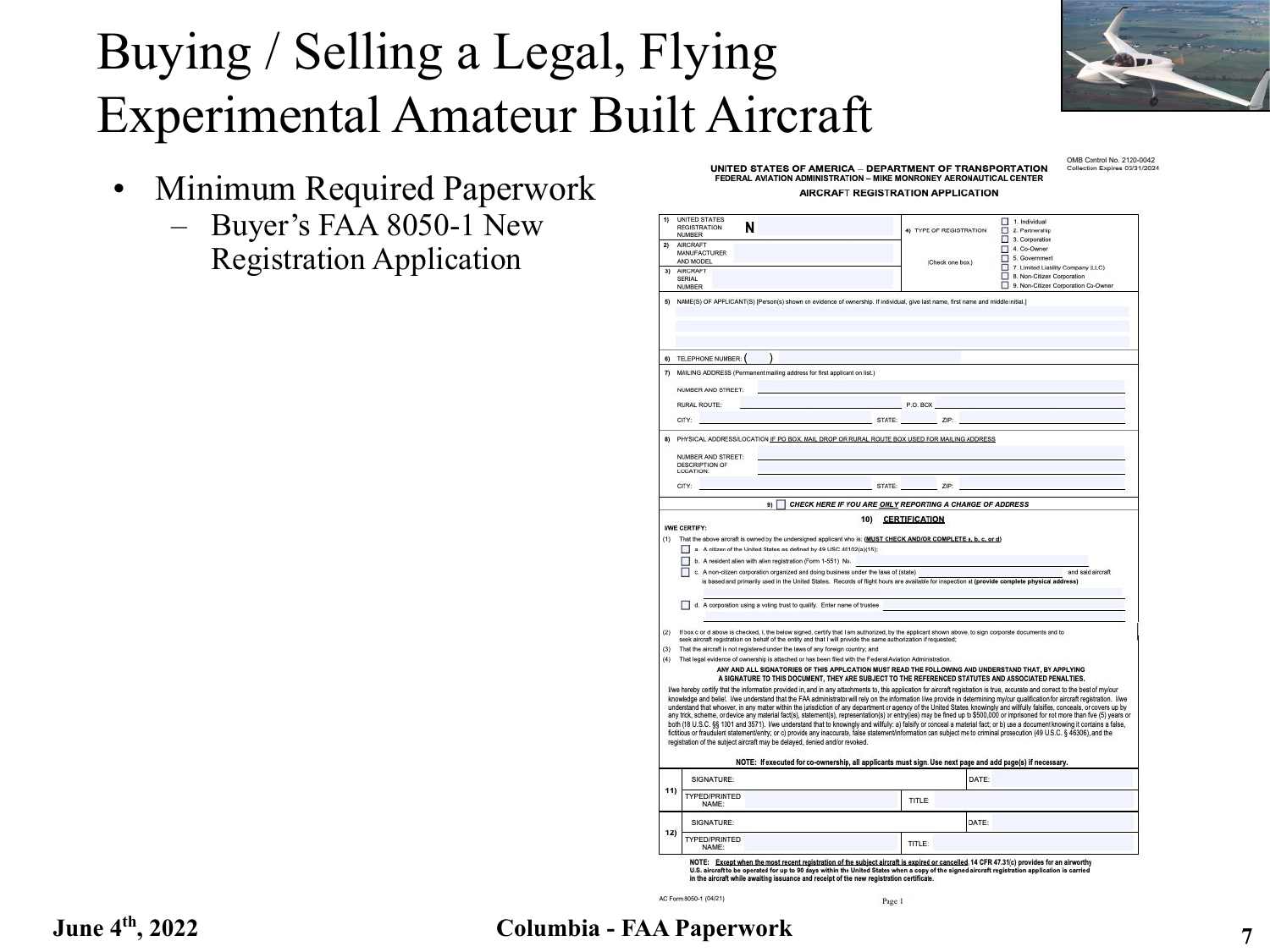# Buying / Selling a Legal, Flying Experimental Amateur Built Aircraft

- Minimum Required Paperwork
  - Buyer's FAA 8050-1 New Registration Application

OMB Control No. 2120-0042
Collection Expires 03/31/2024

**UNITED STATES OF AMERICA – DEPARTMENT OF TRANSPORTATION**
**FEDERAL AVIATION ADMINISTRATION – MIKE MONRONEY AERONAUTICAL CENTER**

**AIRCRAFT REGISTRATION APPLICATION**

1) UNITED STATES REGISTRATION NUMBER **N**

2) AIRCRAFT MANUFACTURER AND MODEL

3) AIRCRAFT SERIAL NUMBER

4) TYPE OF REGISTRATION (Check one box.)
- ☐ 1. Individual
- ☐ 2. Partnership
- ☐ 3. Corporation
- ☐ 4. Co-Owner
- ☐ 5. Government
- ☐ 7. Limited Liability Company (LLC)
- ☐ 8. Non-Citizen Corporation
- ☐ 9. Non-Citizen Corporation Co-Owner

5) NAME(S) OF APPLICANT(S) [Person(s) shown on evidence of ownership. If individual, give last name, first name and middle initial.]

6) TELEPHONE NUMBER: ( )

7) MAILING ADDRESS (Permanent mailing address for first applicant on list.)

NUMBER AND STREET:

RURAL ROUTE: P.O. BOX

CITY: STATE: ZIP:

8) PHYSICAL ADDRESS/LOCATION IF PO BOX, MAIL DROP OR RURAL ROUTE BOX USED FOR MAILING ADDRESS

NUMBER AND STREET:
DESCRIPTION OF LOCATION:

CITY: STATE: ZIP:

9) ☐ ***CHECK HERE IF YOU ARE ONLY REPORTING A CHANGE OF ADDRESS***

**10) CERTIFICATION**

**I/WE CERTIFY:**

(1) That the above aircraft is owned by the undersigned applicant who is: **(MUST CHECK AND/OR COMPLETE a, b, c, or d)**

- ☐ a. A citizen of the United States as defined by 49 USC 40102(a)(15);
- ☐ b. A resident alien with alien registration (Form 1-551) No.
- ☐ c. A non-citizen corporation organized and doing business under the laws of (state) ______ and said aircraft is based and primarily used in the United States. Records of flight hours are available for inspection at **(provide complete physical address)**
- ☐ d. A corporation using a voting trust to qualify. Enter name of trustee

(2) If box c or d above is checked, I, the below signed, certify that I am authorized, by the applicant shown above, to sign corporate documents and to seek aircraft registration on behalf of the entity and that I will provide the same authorization if requested;

(3) That the aircraft is not registered under the laws of any foreign country; and

(4) That legal evidence of ownership is attached or has been filed with the Federal Aviation Administration.

**ANY AND ALL SIGNATORIES OF THIS APPLICATION MUST READ THE FOLLOWING AND UNDERSTAND THAT, BY APPLYING A SIGNATURE TO THIS DOCUMENT, THEY ARE SUBJECT TO THE REFERENCED STATUTES AND ASSOCIATED PENALTIES.**

I/we hereby certify that the information provided in, and in any attachments to, this application for aircraft registration is true, accurate and correct to the best of my/our knowledge and belief. I/we understand that the FAA administrator will rely on the information I/we provide in determining my/our qualification for aircraft registration. I/we understand that whoever, in any matter within the jurisdiction of any department or agency of the United States, knowingly and willfully falsifies, conceals, or covers up by any trick, scheme, or device any material fact(s), statement(s), representation(s) or entry(ies) may be fined up to $500,000 or imprisoned for not more than five (5) years or both (18 U.S.C. §§ 1001 and 3571). I/we understand that to knowingly and willfully: a) falsify or conceal a material fact; or b) use a document knowing it contains a false, fictitious or fraudulent statement/entry; or c) provide any inaccurate, false statement/information can subject me to criminal prosecution (49 U.S.C. § 46306), and the registration of the subject aircraft may be delayed, denied and/or revoked.

**NOTE: If executed for co-ownership, all applicants must sign. Use next page and add page(s) if necessary.**

| | | | |
|---|---|---|---|
| 11) | SIGNATURE: | | DATE: |
| | TYPED/PRINTED NAME: | TITLE: | |
| 12) | SIGNATURE: | | DATE: |
| | TYPED/PRINTED NAME: | TITLE: | |

**NOTE: Except when the most recent registration of the subject aircraft is expired or cancelled, 14 CFR 47.31(c) provides for an airworthy U.S. aircraft to be operated for up to 90 days within the United States when a copy of the signed aircraft registration application is carried in the aircraft while awaiting issuance and receipt of the new registration certificate.**

AC Form 8050-1 (04/21)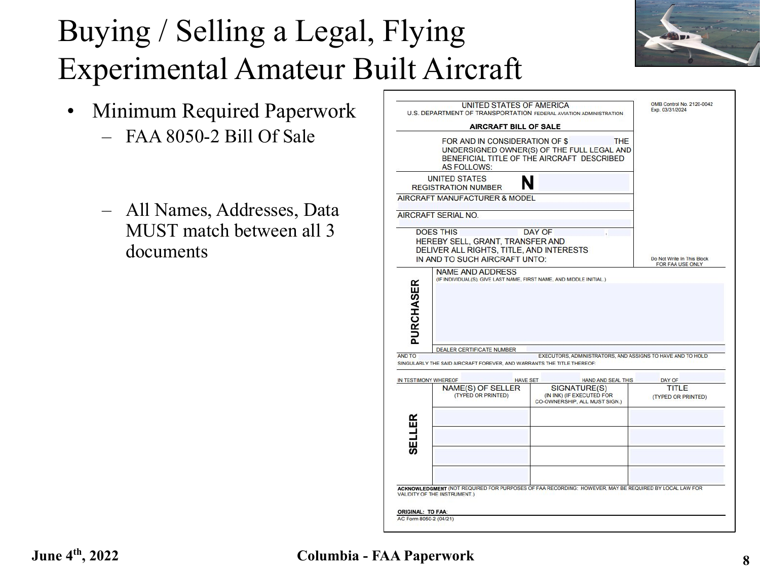# Buying / Selling a Legal, Flying Experimental Amateur Built Aircraft

- Minimum Required Paperwork
  - FAA 8050-2 Bill Of Sale
  - All Names, Addresses, Data MUST match between all 3 documents

UNITED STATES OF AMERICA
U.S. DEPARTMENT OF TRANSPORTATION FEDERAL AVIATION ADMINISTRATION

OMB Control No. 2120-0042
Exp. 03/31/2024

**AIRCRAFT BILL OF SALE**

FOR AND IN CONSIDERATION OF $ THE UNDERSIGNED OWNER(S) OF THE FULL LEGAL AND BENEFICIAL TITLE OF THE AIRCRAFT DESCRIBED AS FOLLOWS:

UNITED STATES REGISTRATION NUMBER **N**

AIRCRAFT MANUFACTURER & MODEL

AIRCRAFT SERIAL NO.

DOES THIS DAY OF ,
HEREBY SELL, GRANT, TRANSFER AND DELIVER ALL RIGHTS, TITLE, AND INTERESTS IN AND TO SUCH AIRCRAFT UNTO:

Do Not Write In This Block
FOR FAA USE ONLY

**PURCHASER**

NAME AND ADDRESS
(IF INDIVIDUAL(S), GIVE LAST NAME, FIRST NAME, AND MIDDLE INITIAL.)

DEALER CERTIFICATE NUMBER

AND TO EXECUTORS, ADMINISTRATORS, AND ASSIGNS TO HAVE AND TO HOLD SINGULARLY THE SAID AIRCRAFT FOREVER, AND WARRANTS THE TITLE THEREOF:

IN TESTIMONY WHEREOF HAVE SET HAND AND SEAL THIS DAY OF

**SELLER**

| NAME(S) OF SELLER (TYPED OR PRINTED) | SIGNATURE(S) (IN INK) (IF EXECUTED FOR CO-OWNERSHIP, ALL MUST SIGN.) | TITLE (TYPED OR PRINTED) |
|---|---|---|
| | | |
| | | |
| | | |
| | | |

**ACKNOWLEDGMENT** (NOT REQUIRED FOR PURPOSES OF FAA RECORDING: HOWEVER, MAY BE REQUIRED BY LOCAL LAW FOR VALIDITY OF THE INSTRUMENT.)

**ORIGINAL: TO FAA**
AC Form 8050-2 (04/21)

June 4th, 2022 — Columbia - FAA Paperwork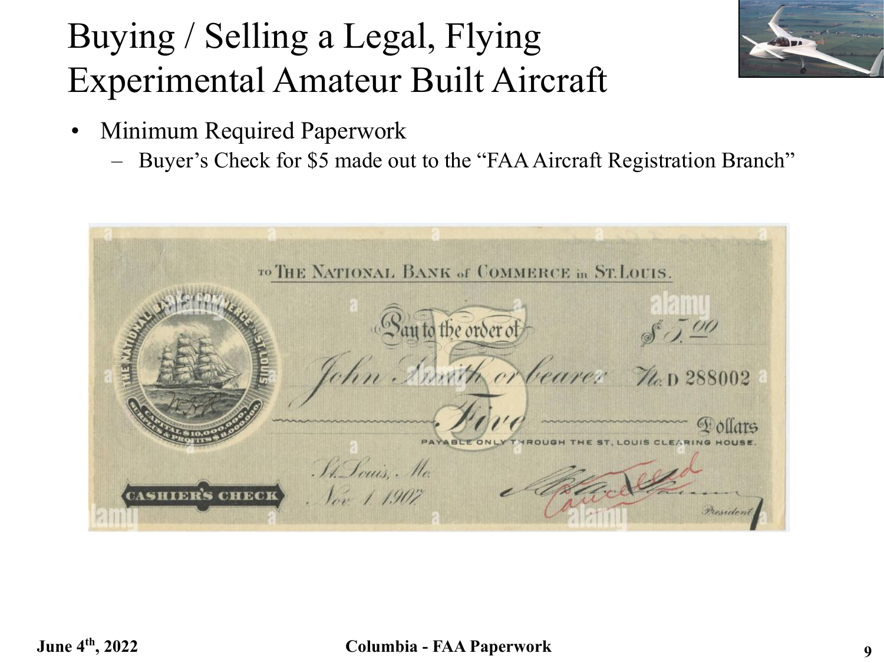# Buying / Selling a Legal, Flying Experimental Amateur Built Aircraft

- Minimum Required Paperwork
  - Buyer's Check for $5 made out to the "FAA Aircraft Registration Branch"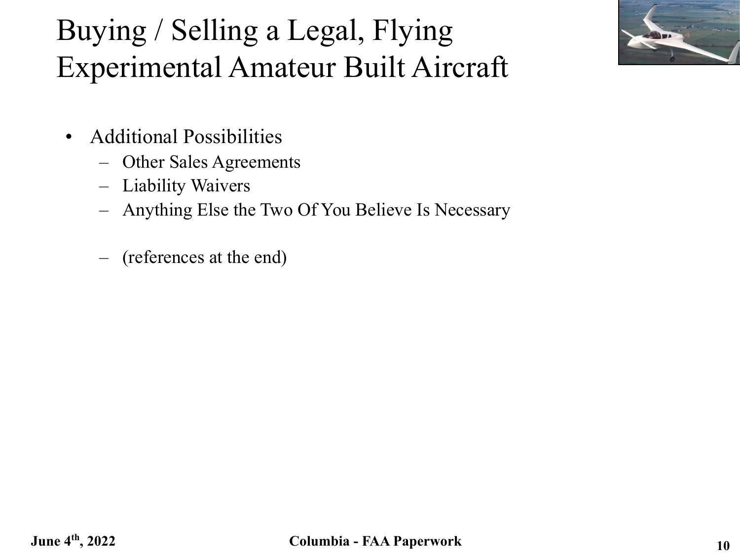# Buying / Selling a Legal, Flying Experimental Amateur Built Aircraft

- Additional Possibilities
  - Other Sales Agreements
  - Liability Waivers
  - Anything Else the Two Of You Believe Is Necessary
  - (references at the end)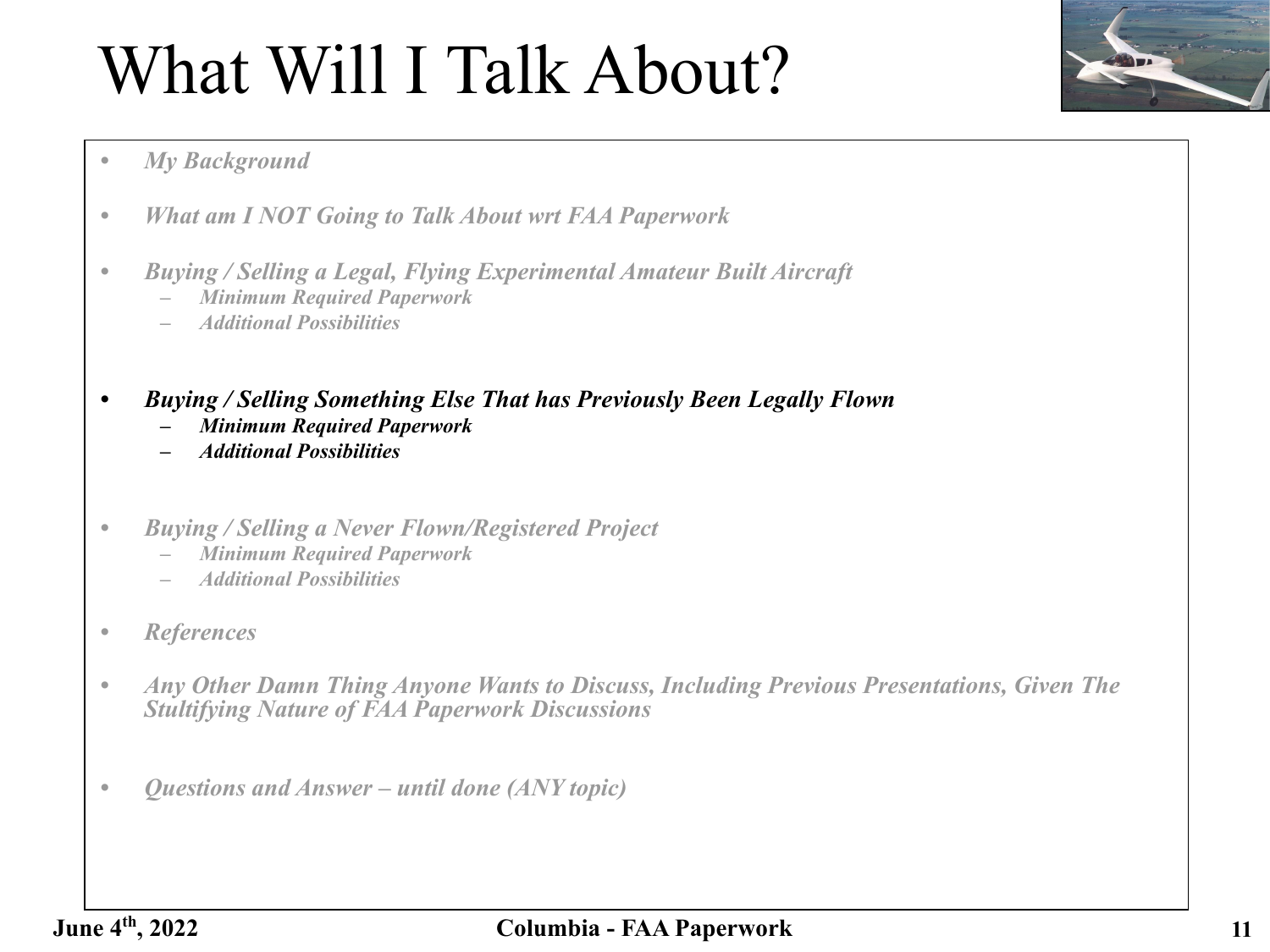# What Will I Talk About?

- *My Background*
- *What am I NOT Going to Talk About wrt FAA Paperwork*
- *Buying / Selling a Legal, Flying Experimental Amateur Built Aircraft*
  - *Minimum Required Paperwork*
  - *Additional Possibilities*
- ***Buying / Selling Something Else That has Previously Been Legally Flown***
  - ***Minimum Required Paperwork***
  - ***Additional Possibilities***
- *Buying / Selling a Never Flown/Registered Project*
  - *Minimum Required Paperwork*
  - *Additional Possibilities*
- *References*
- *Any Other Damn Thing Anyone Wants to Discuss, Including Previous Presentations, Given The Stultifying Nature of FAA Paperwork Discussions*
- *Questions and Answer – until done (ANY topic)*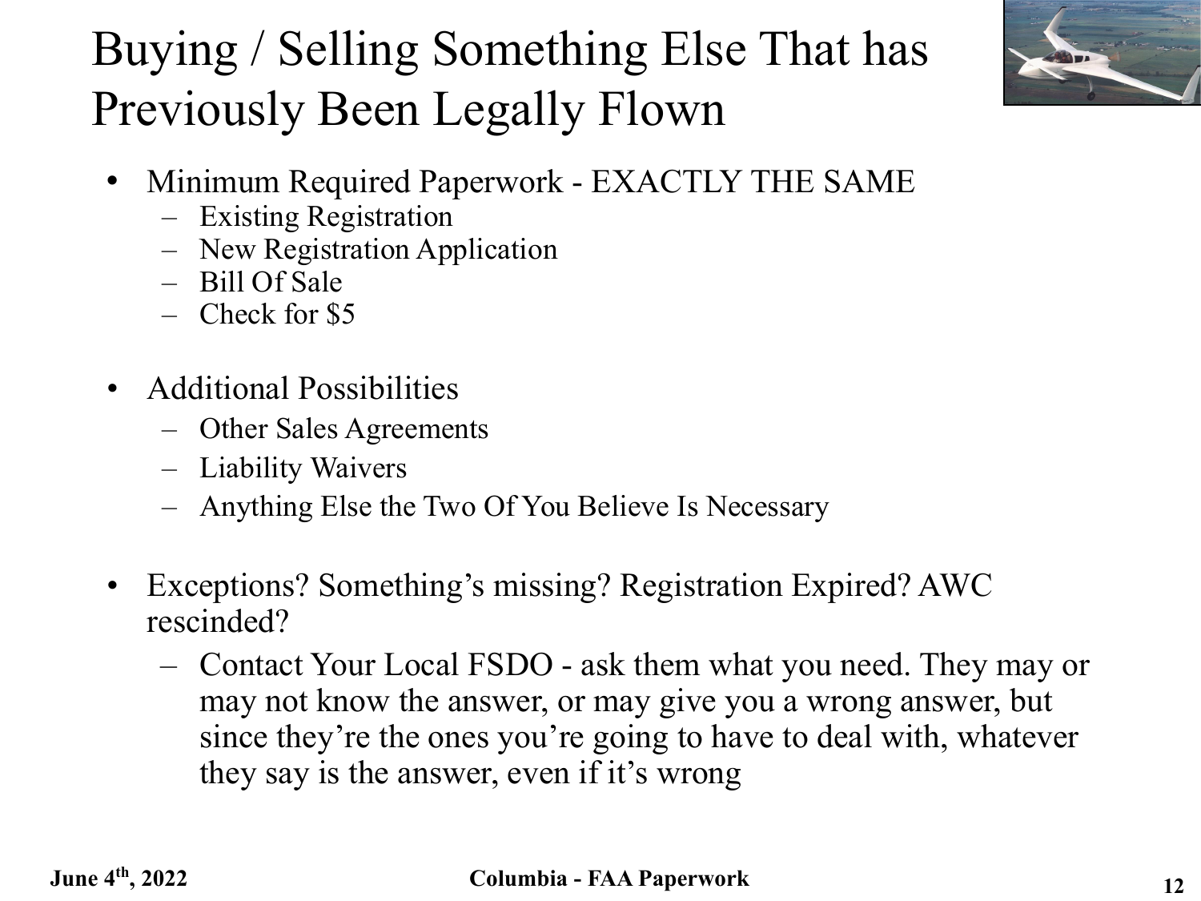# Buying / Selling Something Else That has Previously Been Legally Flown

- Minimum Required Paperwork - EXACTLY THE SAME
  - Existing Registration
  - New Registration Application
  - Bill Of Sale
  - Check for $5

- Additional Possibilities
  - Other Sales Agreements
  - Liability Waivers
  - Anything Else the Two Of You Believe Is Necessary

- Exceptions? Something's missing? Registration Expired? AWC rescinded?
  - Contact Your Local FSDO - ask them what you need. They may or may not know the answer, or may give you a wrong answer, but since they're the ones you're going to have to deal with, whatever they say is the answer, even if it's wrong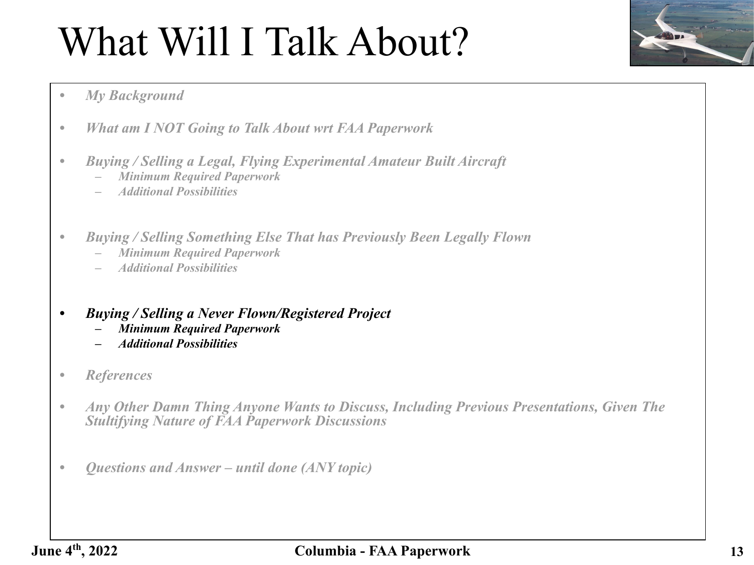# What Will I Talk About?

- *My Background*
- *What am I NOT Going to Talk About wrt FAA Paperwork*
- *Buying / Selling a Legal, Flying Experimental Amateur Built Aircraft*
  - *Minimum Required Paperwork*
  - *Additional Possibilities*
- *Buying / Selling Something Else That has Previously Been Legally Flown*
  - *Minimum Required Paperwork*
  - *Additional Possibilities*
- ***Buying / Selling a Never Flown/Registered Project***
  - ***Minimum Required Paperwork***
  - ***Additional Possibilities***
- *References*
- *Any Other Damn Thing Anyone Wants to Discuss, Including Previous Presentations, Given The Stultifying Nature of FAA Paperwork Discussions*
- *Questions and Answer – until done (ANY topic)*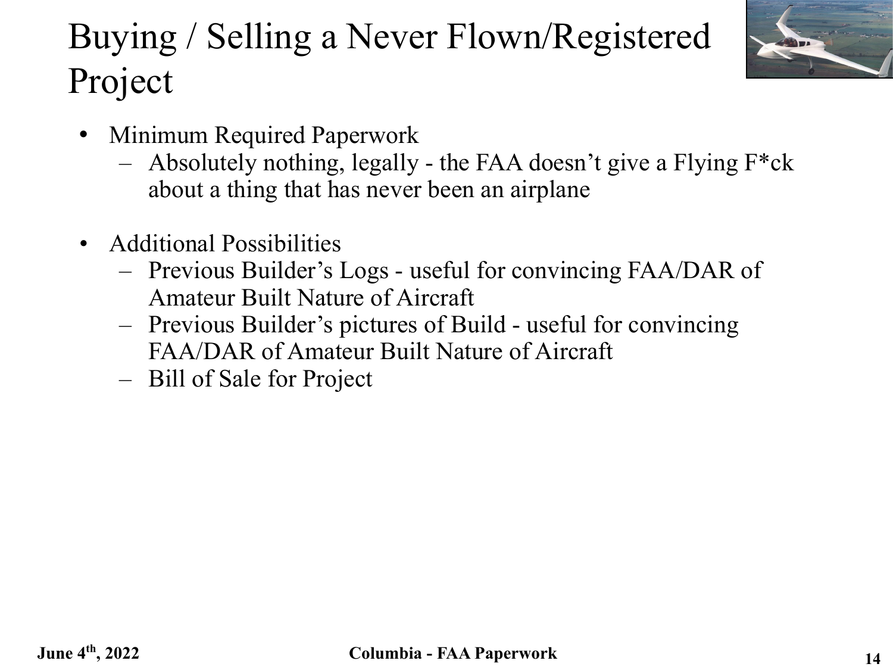# Buying / Selling a Never Flown/Registered Project

- Minimum Required Paperwork
  - Absolutely nothing, legally - the FAA doesn't give a Flying F*ck about a thing that has never been an airplane
- Additional Possibilities
  - Previous Builder's Logs - useful for convincing FAA/DAR of Amateur Built Nature of Aircraft
  - Previous Builder's pictures of Build - useful for convincing FAA/DAR of Amateur Built Nature of Aircraft
  - Bill of Sale for Project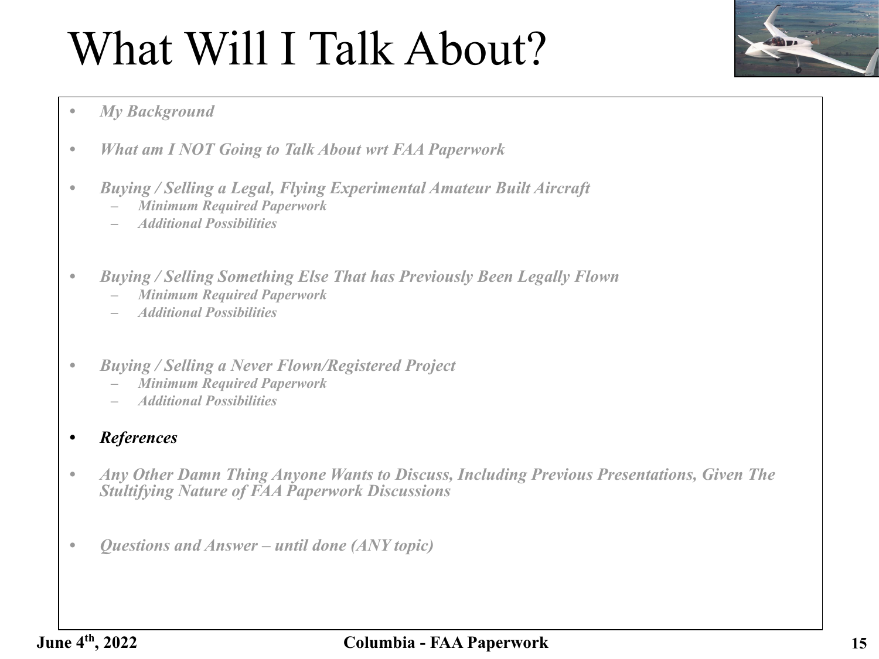# What Will I Talk About?

- ***My Background***
- ***What am I NOT Going to Talk About wrt FAA Paperwork***
- ***Buying / Selling a Legal, Flying Experimental Amateur Built Aircraft***
  - ***Minimum Required Paperwork***
  - ***Additional Possibilities***
- ***Buying / Selling Something Else That has Previously Been Legally Flown***
  - ***Minimum Required Paperwork***
  - ***Additional Possibilities***
- ***Buying / Selling a Never Flown/Registered Project***
  - ***Minimum Required Paperwork***
  - ***Additional Possibilities***
- ***References***
- ***Any Other Damn Thing Anyone Wants to Discuss, Including Previous Presentations, Given The Stultifying Nature of FAA Paperwork Discussions***
- ***Questions and Answer – until done (ANY topic)***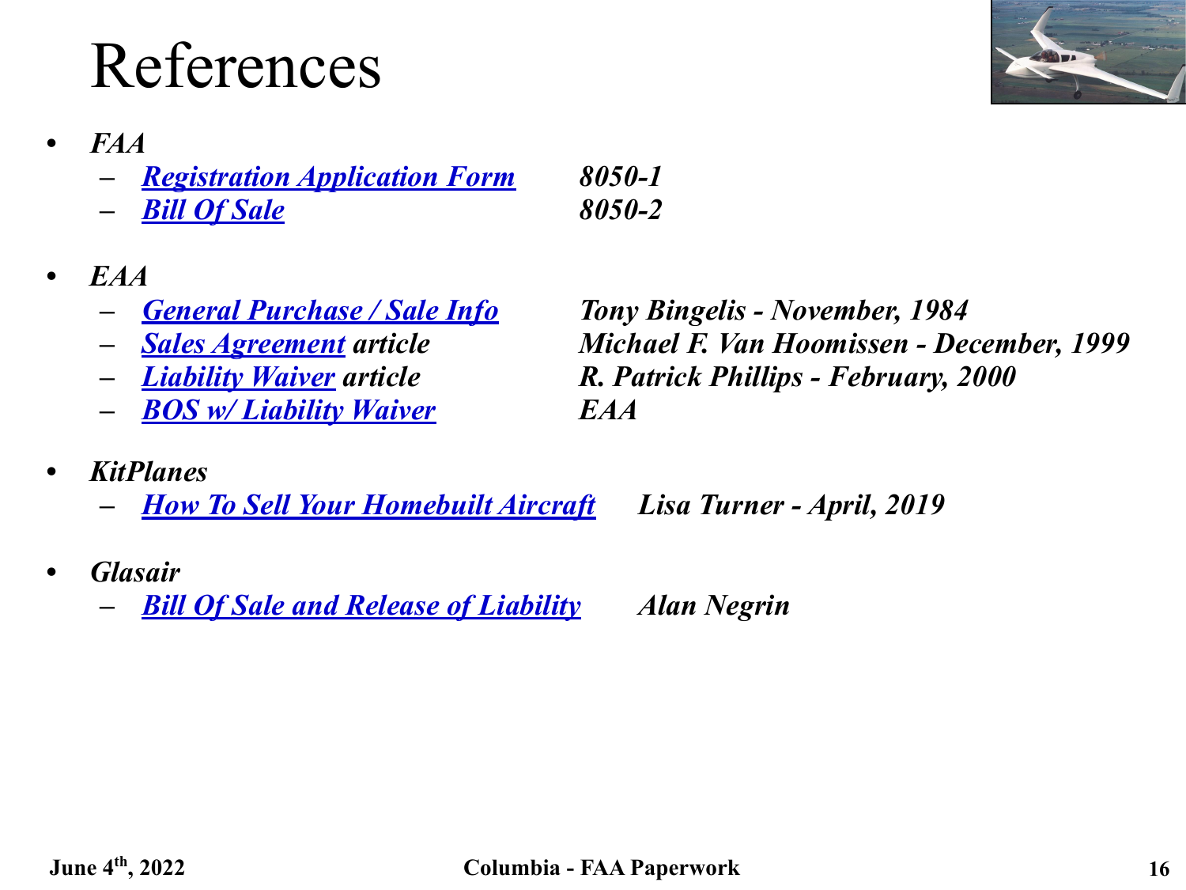# References

- *FAA*
  - *Registration Application Form* — *8050-1*
  - *Bill Of Sale* — *8050-2*

- *EAA*
  - *General Purchase / Sale Info* — *Tony Bingelis - November, 1984*
  - *Sales Agreement article* — *Michael F. Van Hoomissen - December, 1999*
  - *Liability Waiver article* — *R. Patrick Phillips - February, 2000*
  - *BOS w/ Liability Waiver* — *EAA*

- *KitPlanes*
  - *How To Sell Your Homebuilt Aircraft* — *Lisa Turner - April, 2019*

- *Glasair*
  - *Bill Of Sale and Release of Liability* — *Alan Negrin*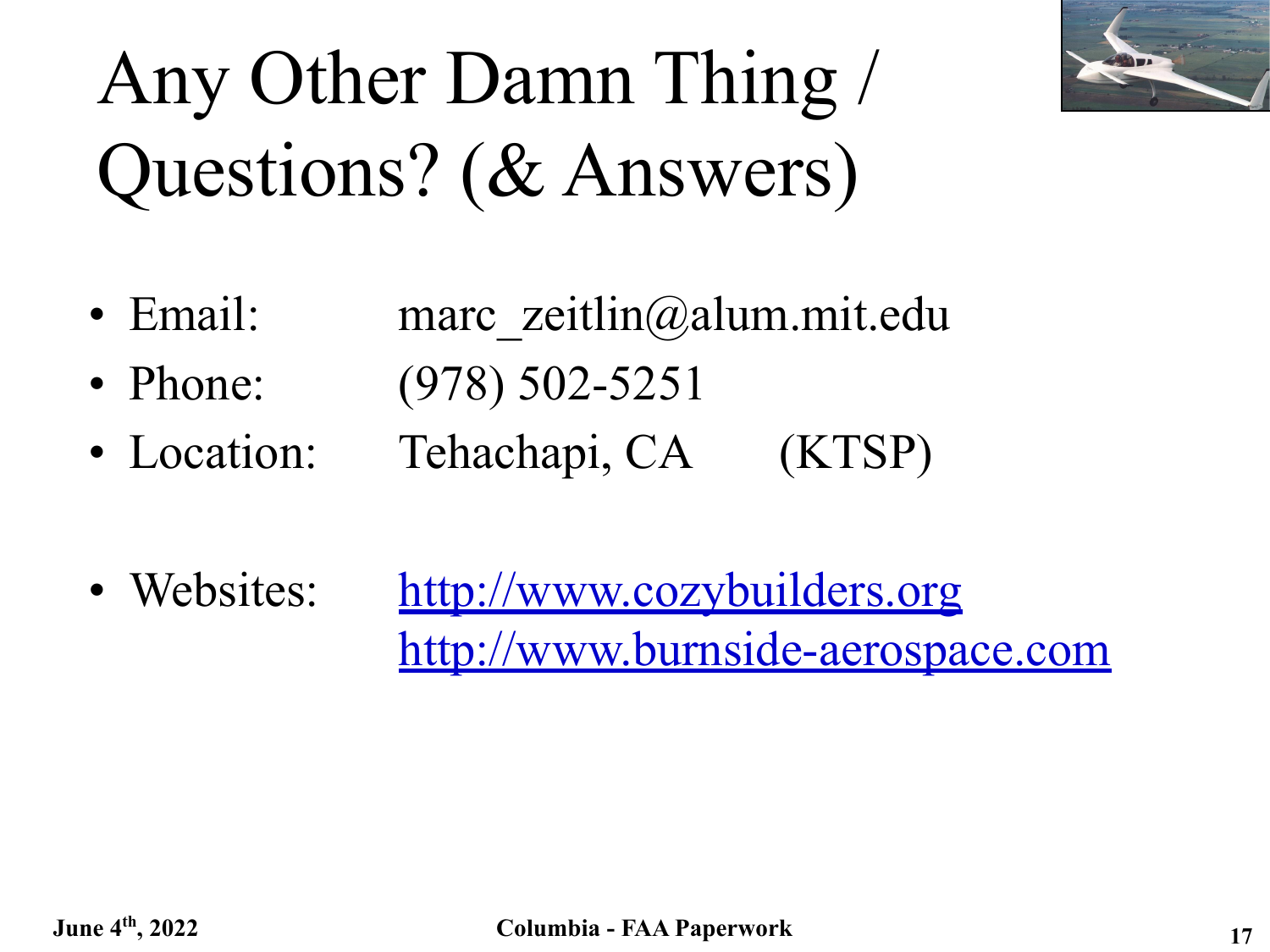# Any Other Damn Thing / Questions? (& Answers)

- Email: marc_zeitlin@alum.mit.edu
- Phone: (978) 502-5251
- Location: Tehachapi, CA (KTSP)

- Websites: http://www.cozybuilders.org
  http://www.burnside-aerospace.com